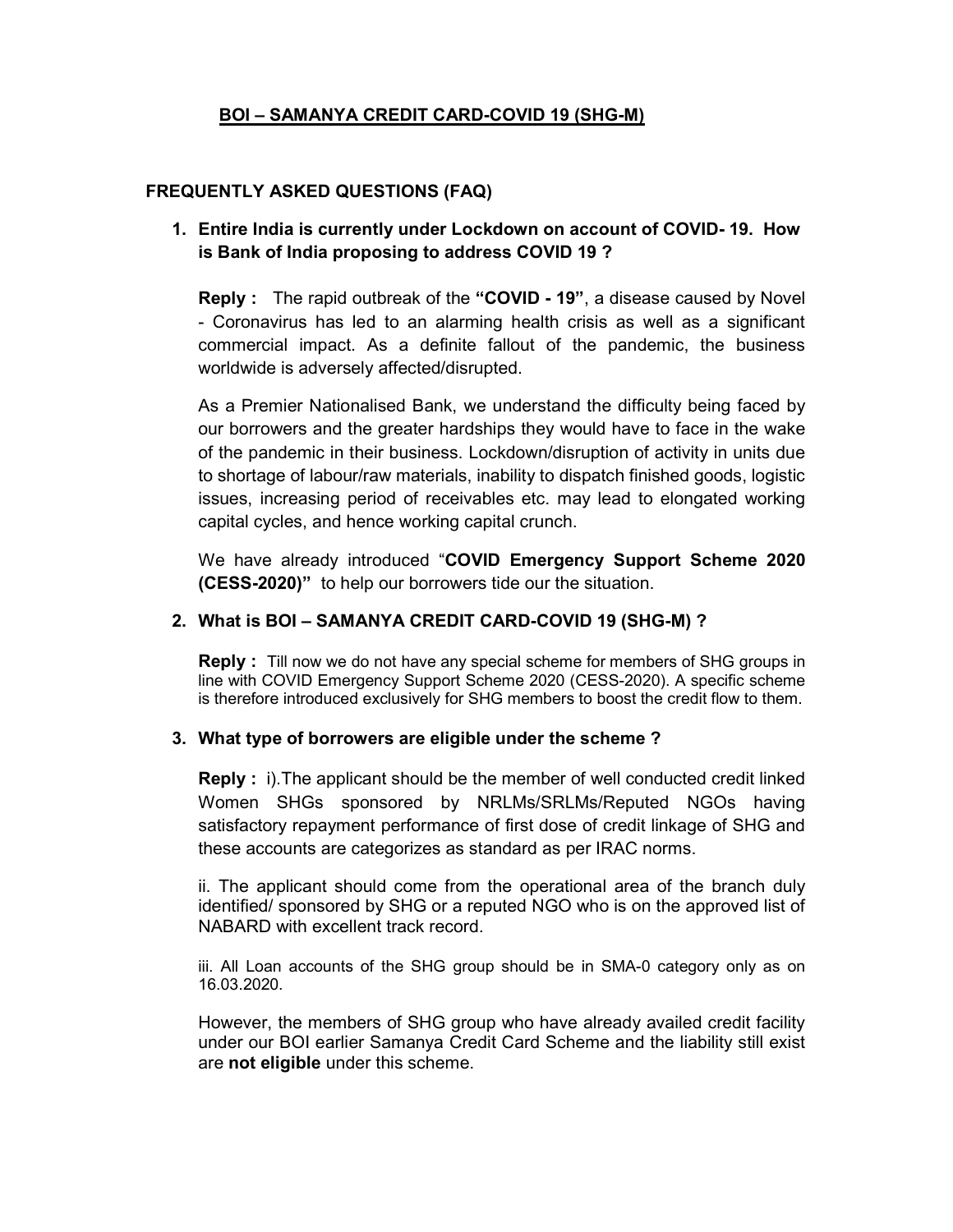# BOI – SAMANYA CREDIT CARD-COVID 19 (SHG-M)

## FREQUENTLY ASKED QUESTIONS (FAQ)

**1. Entire India is currently under Lockdown on account of COVID- 19. How is Bank of India proposing to address COVID 19 ?**

**Reply :** The rapid outbreak of the **"COVID - 19"**, a disease caused by Novel - Coronavirus has led to an alarming health crisis as well as a significant commercial impact. As a definite fallout of the pandemic, the business worldwide is adversely affected/disrupted.

As a Premier Nationalised Bank, we understand the difficulty being faced by our borrowers and the greater hardships they would have to face in the wake of the pandemic in their business. Lockdown/disruption of activity in units due to shortage of labour/raw materials, inability to dispatch finished goods, logistic issues, increasing period of receivables etc. may lead to elongated working capital cycles, and hence working capital crunch.

We have already introduced "**COVID Emergency Support Scheme 2020 (CESS-2020)"** to help our borrowers tide our the situation.

**2. What is BOI – SAMANYA CREDIT CARD-COVID 19 (SHG-M) ?**

**Reply :** Till now we do not have any special scheme for members of SHG groups in line with COVID Emergency Support Scheme 2020 (CESS-2020). A specific scheme is therefore introduced exclusively for SHG members to boost the credit flow to them.

**3. What type of borrowers are eligible under the scheme ?**

**Reply :** i).The applicant should be the member of well conducted credit linked Women SHGs sponsored by NRLMs/SRLMs/Reputed NGOs having satisfactory repayment performance of first dose of credit linkage of SHG and these accounts are categorizes as standard as per IRAC norms.

ii. The applicant should come from the operational area of the branch duly identified/ sponsored by SHG or a reputed NGO who is on the approved list of NABARD with excellent track record.

iii. All Loan accounts of the SHG group should be in SMA-0 category only as on 16.03.2020.

However, the members of SHG group who have already availed credit facility under our BOI earlier Samanya Credit Card Scheme and the liability still exist are **not eligible** under this scheme.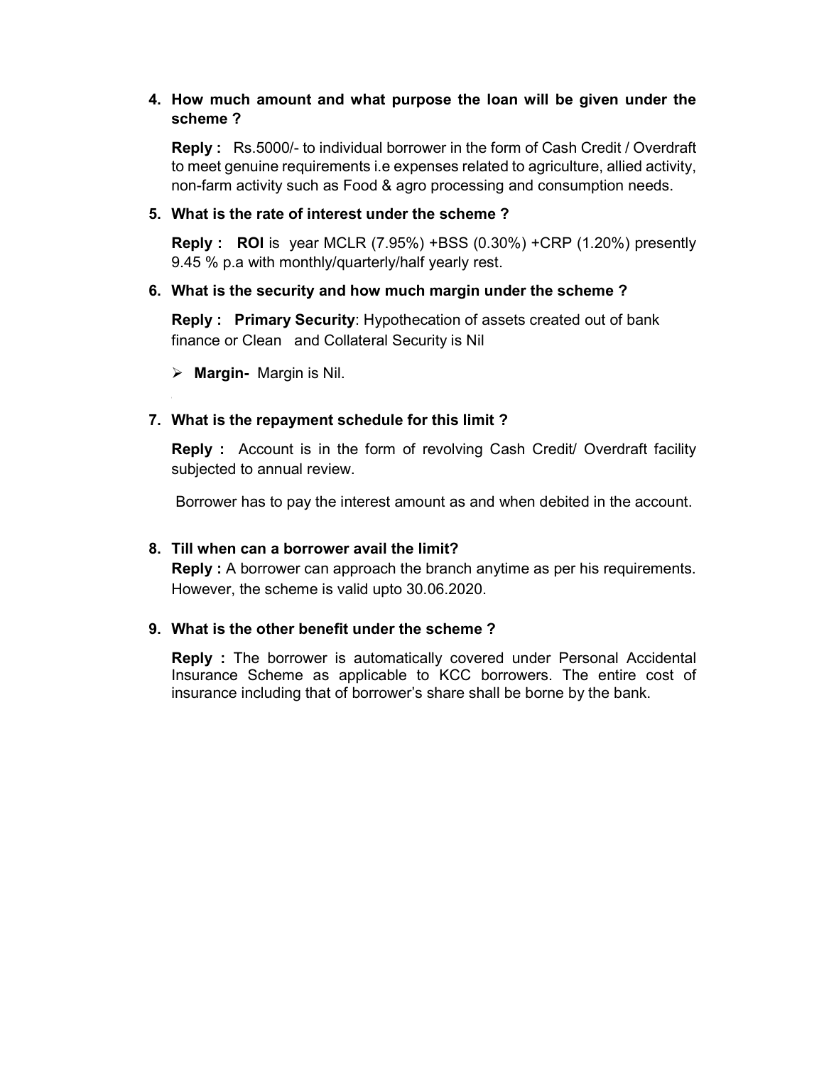4. **How much amount and what purpose the loan will be given under the scheme ?**

   **Reply :** Rs.5000/- to individual borrower in the form of Cash Credit / Overdraft to meet genuine requirements i.e expenses related to agriculture, allied activity, non-farm activity such as Food & agro processing and consumption needs.

5. **What is the rate of interest under the scheme ?**

   **Reply : ROI** is year MCLR (7.95%) +BSS (0.30%) +CRP (1.20%) presently 9.45 % p.a with monthly/quarterly/half yearly rest.

6. **What is the security and how much margin under the scheme ?**

   **Reply : Primary Security**: Hypothecation of assets created out of bank finance or Clean and Collateral Security is Nil

   - **Margin-** Margin is Nil.

7. **What is the repayment schedule for this limit ?**

   **Reply :** Account is in the form of revolving Cash Credit/ Overdraft facility subjected to annual review.

   Borrower has to pay the interest amount as and when debited in the account.

8. **Till when can a borrower avail the limit?**

   **Reply :** A borrower can approach the branch anytime as per his requirements. However, the scheme is valid upto 30.06.2020.

9. **What is the other benefit under the scheme ?**

   **Reply :** The borrower is automatically covered under Personal Accidental Insurance Scheme as applicable to KCC borrowers. The entire cost of insurance including that of borrower's share shall be borne by the bank.